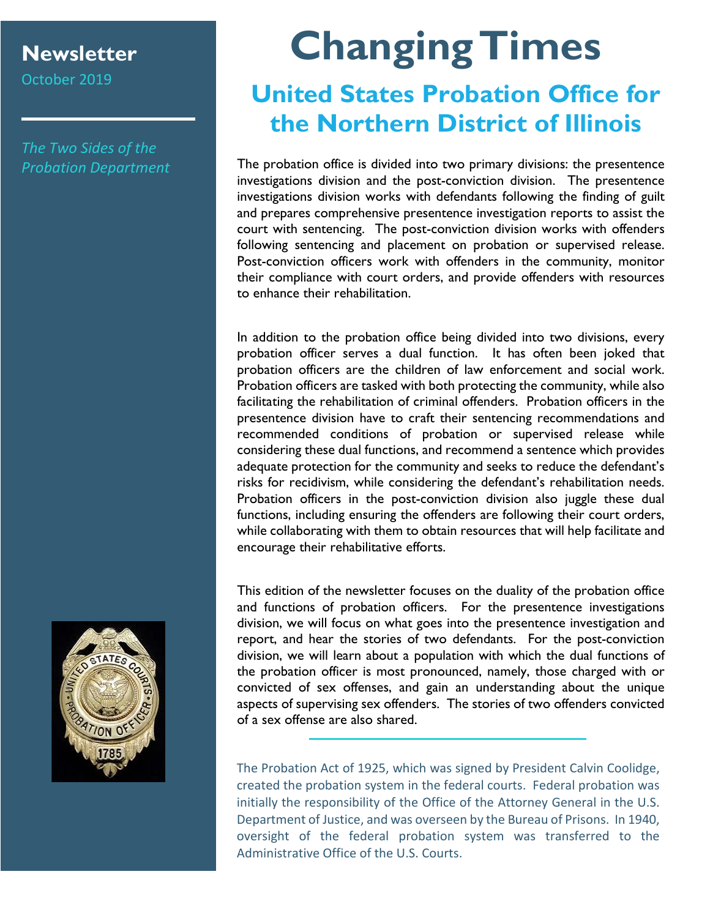**Newsletter**

October 2019

*The Two Sides of the Probation Department*

# Changing Times

## United States Probation Office for the Northern District of Illinois

The probation office is divided into two primary divisions: the presentence investigations division and the post-conviction division. The presentence investigations division works with defendants following the finding of guilt and prepares comprehensive presentence investigation reports to assist the court with sentencing. The post-conviction division works with offenders following sentencing and placement on probation or supervised release. Post-conviction officers work with offenders in the community, monitor their compliance with court orders, and provide offenders with resources to enhance their rehabilitation.

In addition to the probation office being divided into two divisions, every probation officer serves a dual function. It has often been joked that probation officers are the children of law enforcement and social work. Probation officers are tasked with both protecting the community, while also facilitating the rehabilitation of criminal offenders. Probation officers in the presentence division have to craft their sentencing recommendations and recommended conditions of probation or supervised release while considering these dual functions, and recommend a sentence which provides adequate protection for the community and seeks to reduce the defendant's risks for recidivism, while considering the defendant's rehabilitation needs. Probation officers in the post-conviction division also juggle these dual functions, including ensuring the offenders are following their court orders, while collaborating with them to obtain resources that will help facilitate and encourage their rehabilitative efforts.

This edition of the newsletter focuses on the duality of the probation office and functions of probation officers. For the presentence investigations division, we will focus on what goes into the presentence investigation and report, and hear the stories of two defendants. For the post-conviction division, we will learn about a population with which the dual functions of the probation officer is most pronounced, namely, those charged with or convicted of sex offenses, and gain an understanding about the unique aspects of supervising sex offenders. The stories of two offenders convicted of a sex offense are also shared.

The Probation Act of 1925, which was signed by President Calvin Coolidge, created the probation system in the federal courts. Federal probation was initially the responsibility of the Office of the Attorney General in the U.S. Department of Justice, and was overseen by the Bureau of Prisons. In 1940, oversight of the federal probation system was transferred to the Administrative Office of the U.S. Courts.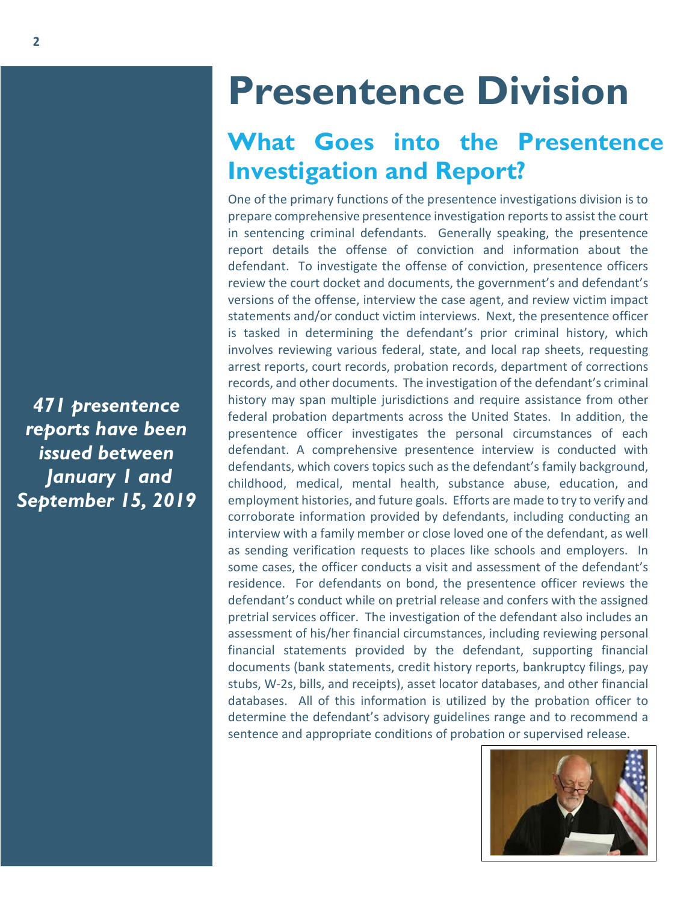# Presentence Division

## What Goes into the Presentence Investigation and Report?

*471 presentence reports have been issued between January 1 and September 15, 2019*

One of the primary functions of the presentence investigations division is to prepare comprehensive presentence investigation reports to assist the court in sentencing criminal defendants. Generally speaking, the presentence report details the offense of conviction and information about the defendant. To investigate the offense of conviction, presentence officers review the court docket and documents, the government's and defendant's versions of the offense, interview the case agent, and review victim impact statements and/or conduct victim interviews. Next, the presentence officer is tasked in determining the defendant's prior criminal history, which involves reviewing various federal, state, and local rap sheets, requesting arrest reports, court records, probation records, department of corrections records, and other documents. The investigation of the defendant's criminal history may span multiple jurisdictions and require assistance from other federal probation departments across the United States. In addition, the presentence officer investigates the personal circumstances of each defendant. A comprehensive presentence interview is conducted with defendants, which covers topics such as the defendant's family background, childhood, medical, mental health, substance abuse, education, and employment histories, and future goals. Efforts are made to try to verify and corroborate information provided by defendants, including conducting an interview with a family member or close loved one of the defendant, as well as sending verification requests to places like schools and employers. In some cases, the officer conducts a visit and assessment of the defendant's residence. For defendants on bond, the presentence officer reviews the defendant's conduct while on pretrial release and confers with the assigned pretrial services officer. The investigation of the defendant also includes an assessment of his/her financial circumstances, including reviewing personal financial statements provided by the defendant, supporting financial documents (bank statements, credit history reports, bankruptcy filings, pay stubs, W-2s, bills, and receipts), asset locator databases, and other financial databases. All of this information is utilized by the probation officer to determine the defendant's advisory guidelines range and to recommend a sentence and appropriate conditions of probation or supervised release.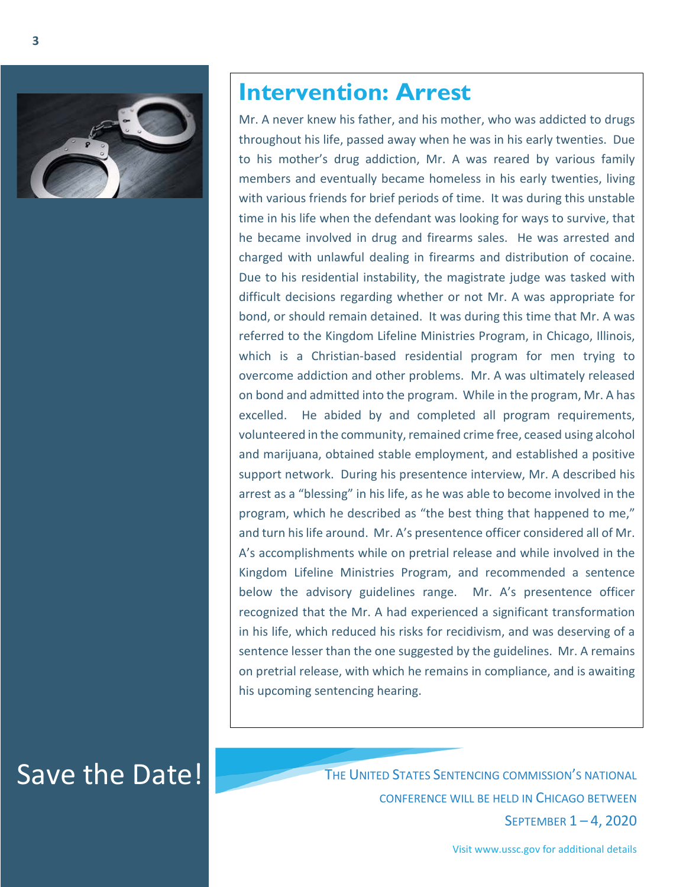## Intervention: Arrest

Mr. A never knew his father, and his mother, who was addicted to drugs throughout his life, passed away when he was in his early twenties. Due to his mother's drug addiction, Mr. A was reared by various family members and eventually became homeless in his early twenties, living with various friends for brief periods of time. It was during this unstable time in his life when the defendant was looking for ways to survive, that he became involved in drug and firearms sales. He was arrested and charged with unlawful dealing in firearms and distribution of cocaine. Due to his residential instability, the magistrate judge was tasked with difficult decisions regarding whether or not Mr. A was appropriate for bond, or should remain detained. It was during this time that Mr. A was referred to the Kingdom Lifeline Ministries Program, in Chicago, Illinois, which is a Christian-based residential program for men trying to overcome addiction and other problems. Mr. A was ultimately released on bond and admitted into the program. While in the program, Mr. A has excelled. He abided by and completed all program requirements, volunteered in the community, remained crime free, ceased using alcohol and marijuana, obtained stable employment, and established a positive support network. During his presentence interview, Mr. A described his arrest as a "blessing" in his life, as he was able to become involved in the program, which he described as "the best thing that happened to me," and turn his life around. Mr. A's presentence officer considered all of Mr. A's accomplishments while on pretrial release and while involved in the Kingdom Lifeline Ministries Program, and recommended a sentence below the advisory guidelines range. Mr. A's presentence officer recognized that the Mr. A had experienced a significant transformation in his life, which reduced his risks for recidivism, and was deserving of a sentence lesser than the one suggested by the guidelines. Mr. A remains on pretrial release, with which he remains in compliance, and is awaiting his upcoming sentencing hearing.

## Save the Date!

THE UNITED STATES SENTENCING COMMISSION'S NATIONAL CONFERENCE WILL BE HELD IN CHICAGO BETWEEN SEPTEMBER 1 – 4, 2020

Visit www.ussc.gov for additional details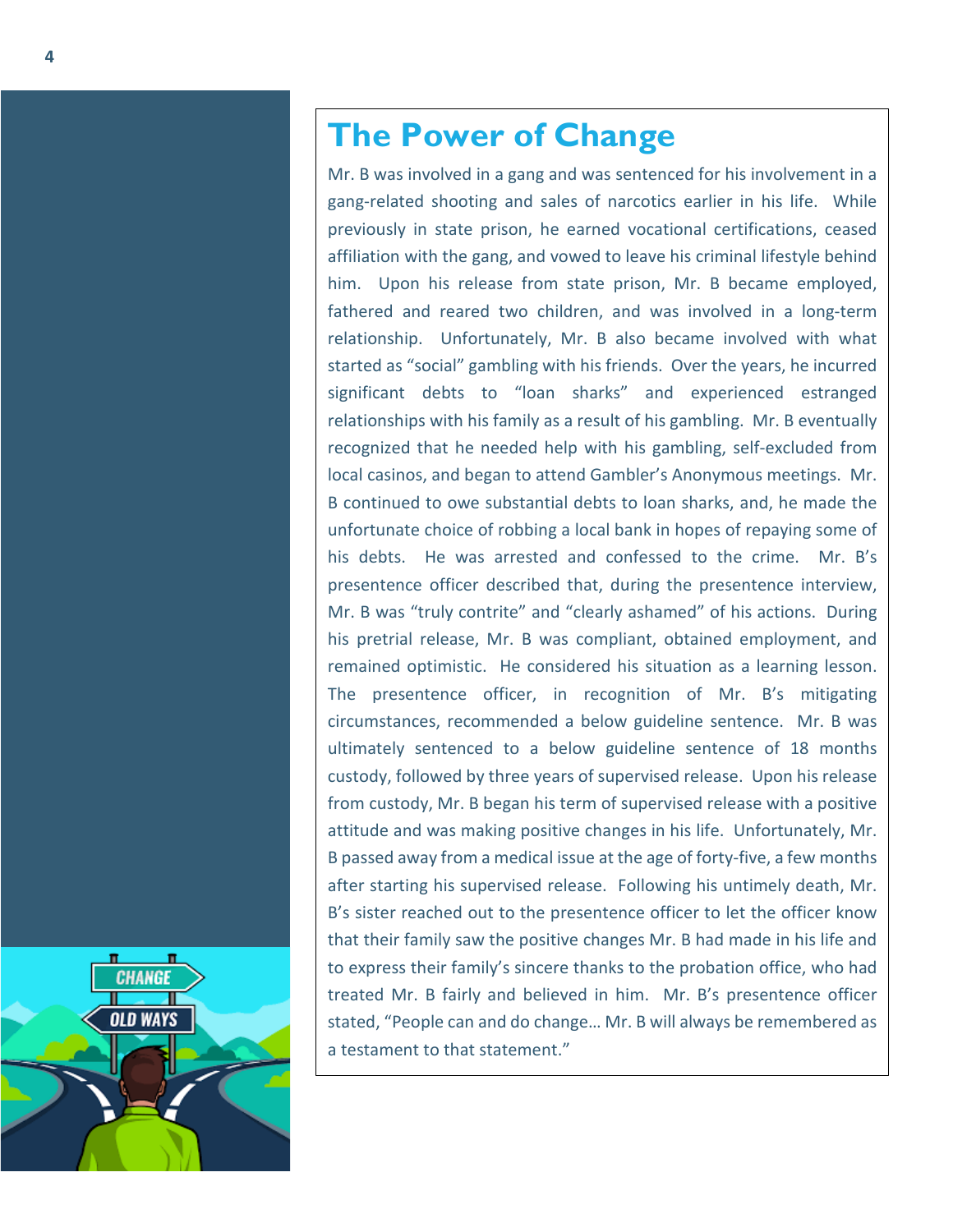# The Power of Change

Mr. B was involved in a gang and was sentenced for his involvement in a gang-related shooting and sales of narcotics earlier in his life. While previously in state prison, he earned vocational certifications, ceased affiliation with the gang, and vowed to leave his criminal lifestyle behind him. Upon his release from state prison, Mr. B became employed, fathered and reared two children, and was involved in a long-term relationship. Unfortunately, Mr. B also became involved with what started as "social" gambling with his friends. Over the years, he incurred significant debts to "loan sharks" and experienced estranged relationships with his family as a result of his gambling. Mr. B eventually recognized that he needed help with his gambling, self-excluded from local casinos, and began to attend Gambler's Anonymous meetings. Mr. B continued to owe substantial debts to loan sharks, and, he made the unfortunate choice of robbing a local bank in hopes of repaying some of his debts. He was arrested and confessed to the crime. Mr. B's presentence officer described that, during the presentence interview, Mr. B was "truly contrite" and "clearly ashamed" of his actions. During his pretrial release, Mr. B was compliant, obtained employment, and remained optimistic. He considered his situation as a learning lesson. The presentence officer, in recognition of Mr. B's mitigating circumstances, recommended a below guideline sentence. Mr. B was ultimately sentenced to a below guideline sentence of 18 months custody, followed by three years of supervised release. Upon his release from custody, Mr. B began his term of supervised release with a positive attitude and was making positive changes in his life. Unfortunately, Mr. B passed away from a medical issue at the age of forty-five, a few months after starting his supervised release. Following his untimely death, Mr. B's sister reached out to the presentence officer to let the officer know that their family saw the positive changes Mr. B had made in his life and to express their family's sincere thanks to the probation office, who had treated Mr. B fairly and believed in him. Mr. B's presentence officer stated, "People can and do change… Mr. B will always be remembered as a testament to that statement."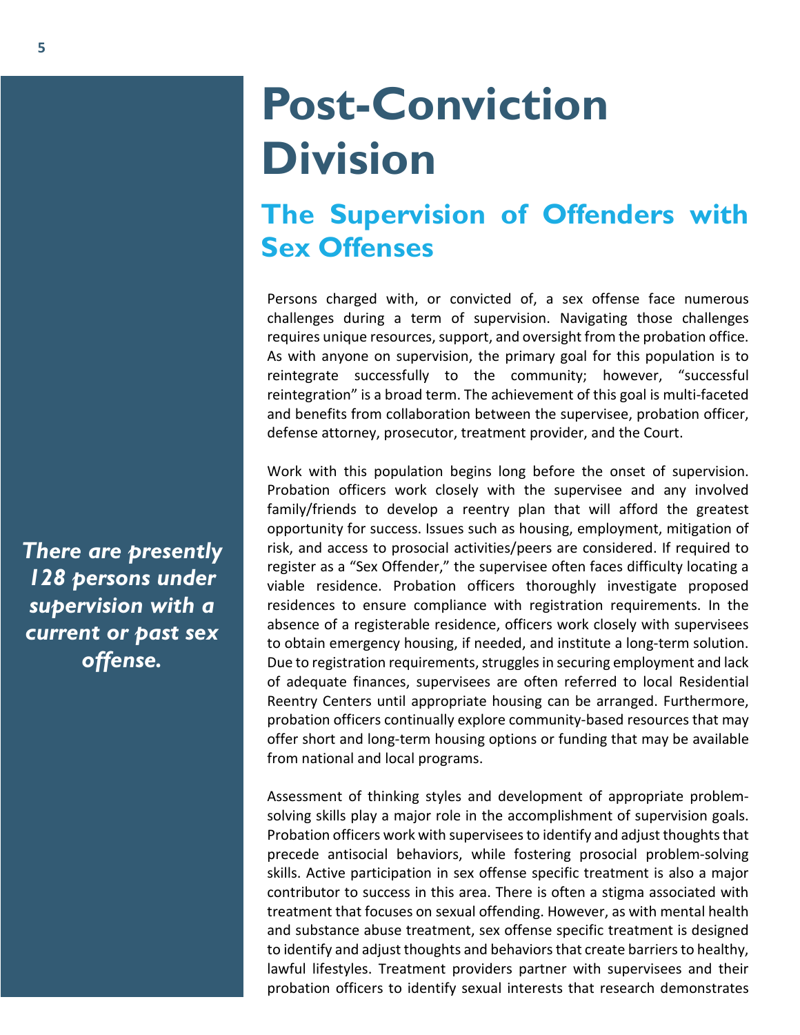# Post-Conviction Division

## The Supervision of Offenders with Sex Offenses

*There are presently 128 persons under supervision with a current or past sex offense.*

Persons charged with, or convicted of, a sex offense face numerous challenges during a term of supervision. Navigating those challenges requires unique resources, support, and oversight from the probation office. As with anyone on supervision, the primary goal for this population is to reintegrate successfully to the community; however, "successful reintegration" is a broad term. The achievement of this goal is multi-faceted and benefits from collaboration between the supervisee, probation officer, defense attorney, prosecutor, treatment provider, and the Court.

Work with this population begins long before the onset of supervision. Probation officers work closely with the supervisee and any involved family/friends to develop a reentry plan that will afford the greatest opportunity for success. Issues such as housing, employment, mitigation of risk, and access to prosocial activities/peers are considered. If required to register as a "Sex Offender," the supervisee often faces difficulty locating a viable residence. Probation officers thoroughly investigate proposed residences to ensure compliance with registration requirements. In the absence of a registerable residence, officers work closely with supervisees to obtain emergency housing, if needed, and institute a long-term solution. Due to registration requirements, struggles in securing employment and lack of adequate finances, supervisees are often referred to local Residential Reentry Centers until appropriate housing can be arranged. Furthermore, probation officers continually explore community-based resources that may offer short and long-term housing options or funding that may be available from national and local programs.

Assessment of thinking styles and development of appropriate problem-solving skills play a major role in the accomplishment of supervision goals. Probation officers work with supervisees to identify and adjust thoughts that precede antisocial behaviors, while fostering prosocial problem-solving skills. Active participation in sex offense specific treatment is also a major contributor to success in this area. There is often a stigma associated with treatment that focuses on sexual offending. However, as with mental health and substance abuse treatment, sex offense specific treatment is designed to identify and adjust thoughts and behaviors that create barriers to healthy, lawful lifestyles. Treatment providers partner with supervisees and their probation officers to identify sexual interests that research demonstrates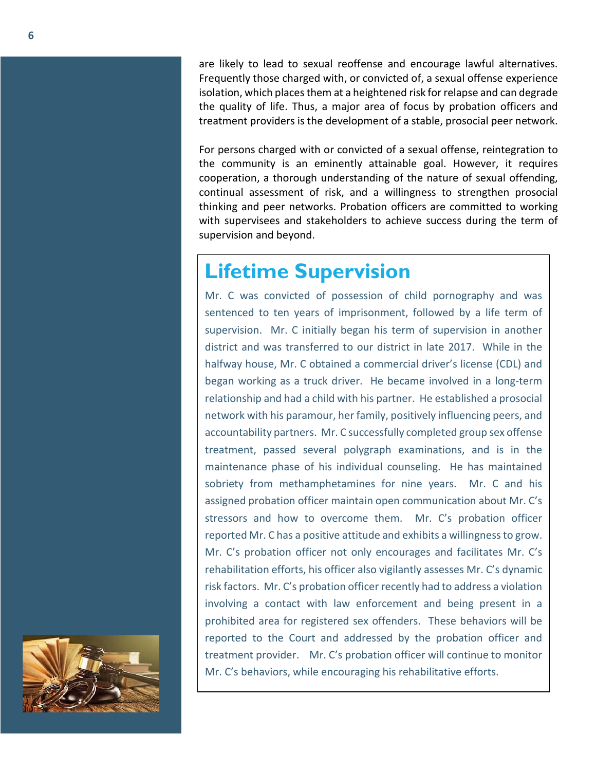are likely to lead to sexual reoffense and encourage lawful alternatives. Frequently those charged with, or convicted of, a sexual offense experience isolation, which places them at a heightened risk for relapse and can degrade the quality of life. Thus, a major area of focus by probation officers and treatment providers is the development of a stable, prosocial peer network.

For persons charged with or convicted of a sexual offense, reintegration to the community is an eminently attainable goal. However, it requires cooperation, a thorough understanding of the nature of sexual offending, continual assessment of risk, and a willingness to strengthen prosocial thinking and peer networks. Probation officers are committed to working with supervisees and stakeholders to achieve success during the term of supervision and beyond.

## Lifetime Supervision

Mr. C was convicted of possession of child pornography and was sentenced to ten years of imprisonment, followed by a life term of supervision. Mr. C initially began his term of supervision in another district and was transferred to our district in late 2017. While in the halfway house, Mr. C obtained a commercial driver's license (CDL) and began working as a truck driver. He became involved in a long-term relationship and had a child with his partner. He established a prosocial network with his paramour, her family, positively influencing peers, and accountability partners. Mr. C successfully completed group sex offense treatment, passed several polygraph examinations, and is in the maintenance phase of his individual counseling. He has maintained sobriety from methamphetamines for nine years. Mr. C and his assigned probation officer maintain open communication about Mr. C's stressors and how to overcome them. Mr. C's probation officer reported Mr. C has a positive attitude and exhibits a willingness to grow. Mr. C's probation officer not only encourages and facilitates Mr. C's rehabilitation efforts, his officer also vigilantly assesses Mr. C's dynamic risk factors. Mr. C's probation officer recently had to address a violation involving a contact with law enforcement and being present in a prohibited area for registered sex offenders. These behaviors will be reported to the Court and addressed by the probation officer and treatment provider. Mr. C's probation officer will continue to monitor Mr. C's behaviors, while encouraging his rehabilitative efforts.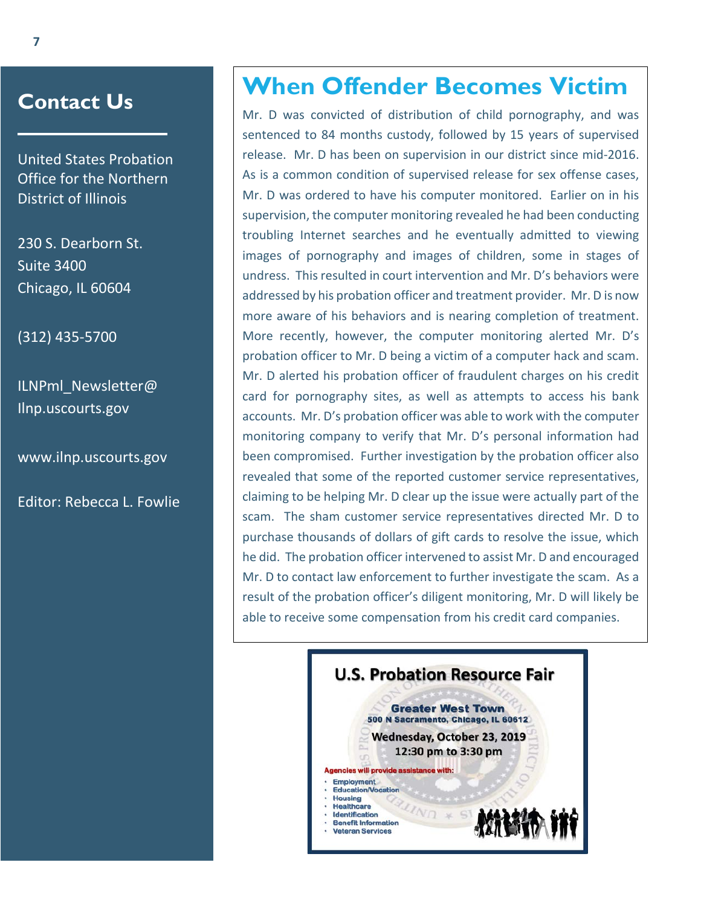## Contact Us

United States Probation Office for the Northern District of Illinois

230 S. Dearborn St.
Suite 3400
Chicago, IL 60604

(312) 435-5700

ILNPml_Newsletter@Ilnp.uscourts.gov

www.ilnp.uscourts.gov

Editor: Rebecca L. Fowlie

# When Offender Becomes Victim

Mr. D was convicted of distribution of child pornography, and was sentenced to 84 months custody, followed by 15 years of supervised release. Mr. D has been on supervision in our district since mid-2016. As is a common condition of supervised release for sex offense cases, Mr. D was ordered to have his computer monitored. Earlier on in his supervision, the computer monitoring revealed he had been conducting troubling Internet searches and he eventually admitted to viewing images of pornography and images of children, some in stages of undress. This resulted in court intervention and Mr. D's behaviors were addressed by his probation officer and treatment provider. Mr. D is now more aware of his behaviors and is nearing completion of treatment. More recently, however, the computer monitoring alerted Mr. D's probation officer to Mr. D being a victim of a computer hack and scam. Mr. D alerted his probation officer of fraudulent charges on his credit card for pornography sites, as well as attempts to access his bank accounts. Mr. D's probation officer was able to work with the computer monitoring company to verify that Mr. D's personal information had been compromised. Further investigation by the probation officer also revealed that some of the reported customer service representatives, claiming to be helping Mr. D clear up the issue were actually part of the scam. The sham customer service representatives directed Mr. D to purchase thousands of dollars of gift cards to resolve the issue, which he did. The probation officer intervened to assist Mr. D and encouraged Mr. D to contact law enforcement to further investigate the scam. As a result of the probation officer's diligent monitoring, Mr. D will likely be able to receive some compensation from his credit card companies.

## U.S. Probation Resource Fair

**Greater West Town**
**500 N Sacramento, Chicago, IL 60612**

**Wednesday, October 23, 2019**
**12:30 pm to 3:30 pm**

**Agencies will provide assistance with:**

- Employment
- Education/Vocation
- Housing
- Healthcare
- Identification
- Benefit Information
- Veteran Services